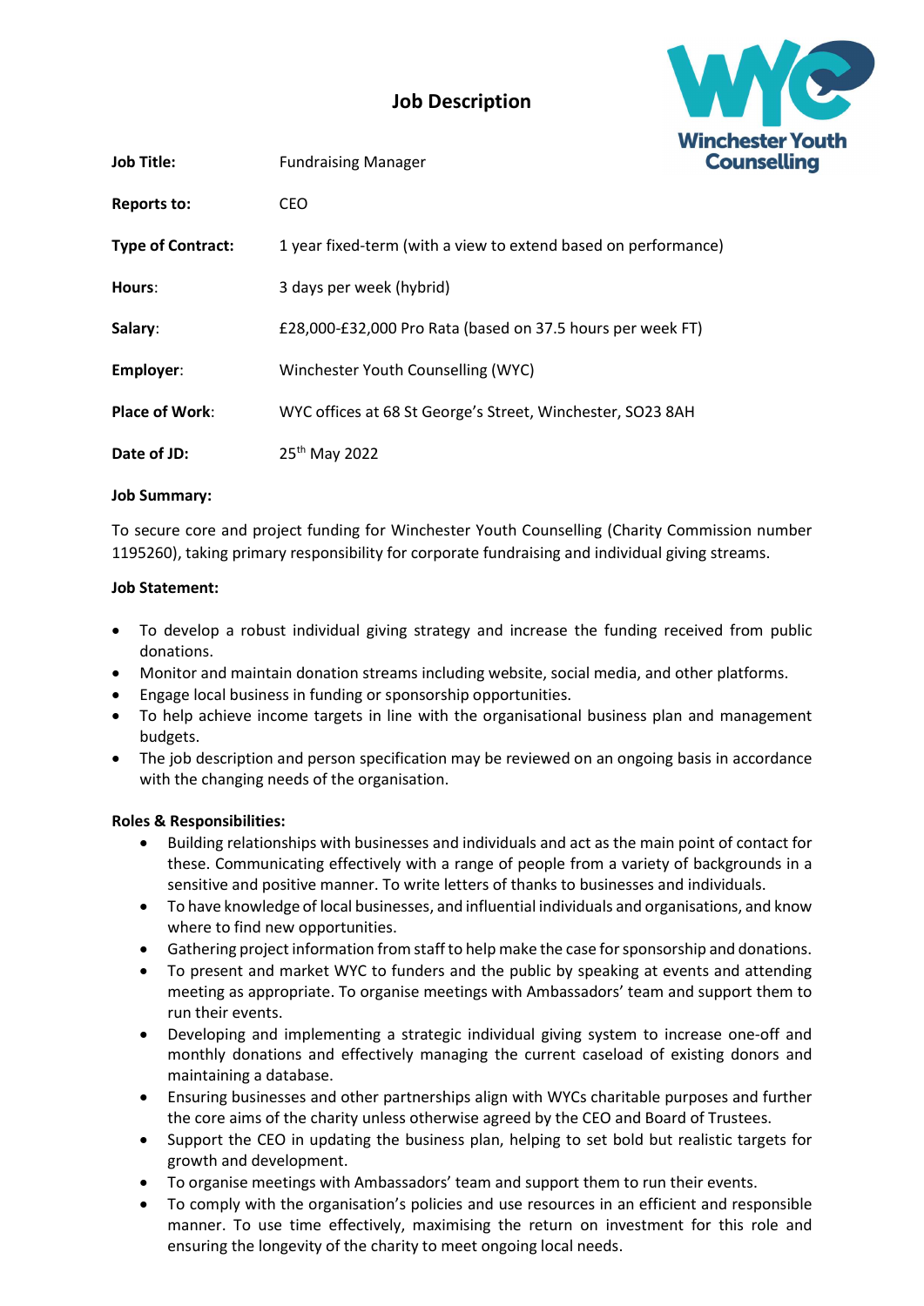# Job Description

| | |
|---|---|
| **Job Title:** | Fundraising Manager |
| **Reports to:** | CEO |
| **Type of Contract:** | 1 year fixed-term (with a view to extend based on performance) |
| **Hours**: | 3 days per week (hybrid) |
| **Salary**: | £28,000-£32,000 Pro Rata (based on 37.5 hours per week FT) |
| **Employer**: | Winchester Youth Counselling (WYC) |
| **Place of Work**: | WYC offices at 68 St George's Street, Winchester, SO23 8AH |
| **Date of JD:** | 25th May 2022 |

**Job Summary:**

To secure core and project funding for Winchester Youth Counselling (Charity Commission number 1195260), taking primary responsibility for corporate fundraising and individual giving streams.

**Job Statement:**

- To develop a robust individual giving strategy and increase the funding received from public donations.
- Monitor and maintain donation streams including website, social media, and other platforms.
- Engage local business in funding or sponsorship opportunities.
- To help achieve income targets in line with the organisational business plan and management budgets.
- The job description and person specification may be reviewed on an ongoing basis in accordance with the changing needs of the organisation.

**Roles & Responsibilities:**

- Building relationships with businesses and individuals and act as the main point of contact for these. Communicating effectively with a range of people from a variety of backgrounds in a sensitive and positive manner. To write letters of thanks to businesses and individuals.
- To have knowledge of local businesses, and influential individuals and organisations, and know where to find new opportunities.
- Gathering project information from staff to help make the case for sponsorship and donations.
- To present and market WYC to funders and the public by speaking at events and attending meeting as appropriate. To organise meetings with Ambassadors' team and support them to run their events.
- Developing and implementing a strategic individual giving system to increase one-off and monthly donations and effectively managing the current caseload of existing donors and maintaining a database.
- Ensuring businesses and other partnerships align with WYCs charitable purposes and further the core aims of the charity unless otherwise agreed by the CEO and Board of Trustees.
- Support the CEO in updating the business plan, helping to set bold but realistic targets for growth and development.
- To organise meetings with Ambassadors' team and support them to run their events.
- To comply with the organisation's policies and use resources in an efficient and responsible manner. To use time effectively, maximising the return on investment for this role and ensuring the longevity of the charity to meet ongoing local needs.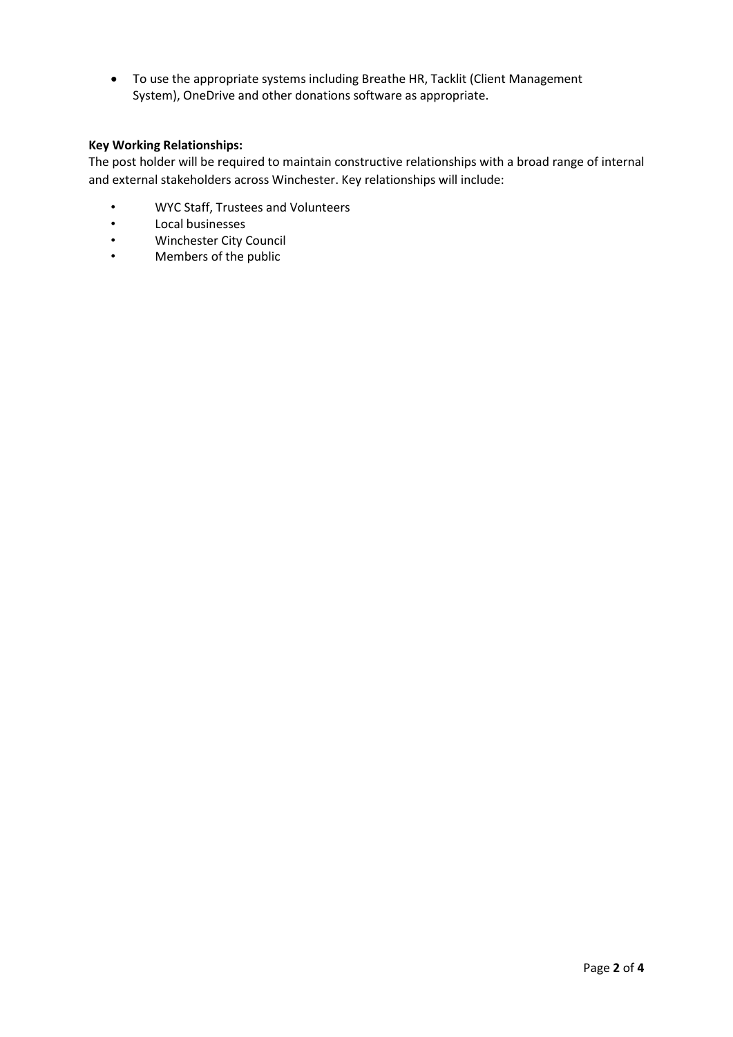- To use the appropriate systems including Breathe HR, Tacklit (Client Management System), OneDrive and other donations software as appropriate.

**Key Working Relationships:**

The post holder will be required to maintain constructive relationships with a broad range of internal and external stakeholders across Winchester. Key relationships will include:

- WYC Staff, Trustees and Volunteers
- Local businesses
- Winchester City Council
- Members of the public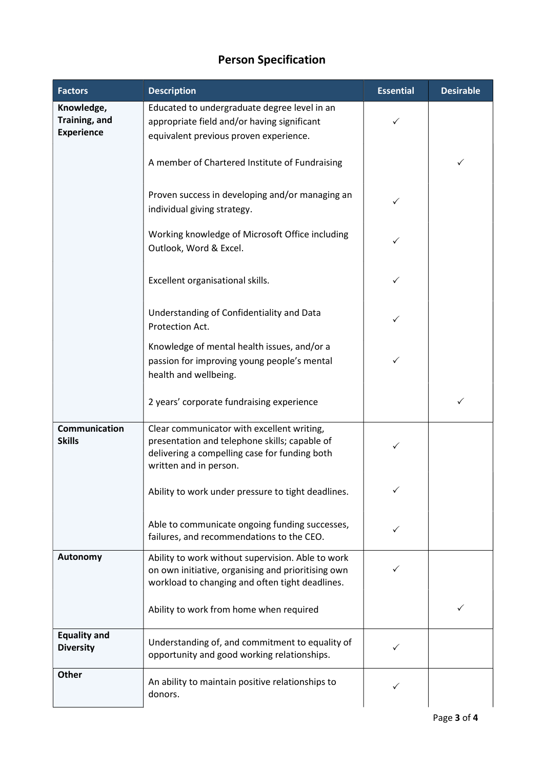# Person Specification

| Factors | Description | Essential | Desirable |
|---|---|---|---|
| **Knowledge, Training, and Experience** | Educated to undergraduate degree level in an appropriate field and/or having significant equivalent previous proven experience. | ✓ | |
| | A member of Chartered Institute of Fundraising | | ✓ |
| | Proven success in developing and/or managing an individual giving strategy. | ✓ | |
| | Working knowledge of Microsoft Office including Outlook, Word & Excel. | ✓ | |
| | Excellent organisational skills. | ✓ | |
| | Understanding of Confidentiality and Data Protection Act. | ✓ | |
| | Knowledge of mental health issues, and/or a passion for improving young people's mental health and wellbeing. | ✓ | |
| | 2 years' corporate fundraising experience | | ✓ |
| **Communication Skills** | Clear communicator with excellent writing, presentation and telephone skills; capable of delivering a compelling case for funding both written and in person. | ✓ | |
| | Ability to work under pressure to tight deadlines. | ✓ | |
| | Able to communicate ongoing funding successes, failures, and recommendations to the CEO. | ✓ | |
| **Autonomy** | Ability to work without supervision. Able to work on own initiative, organising and prioritising own workload to changing and often tight deadlines. | ✓ | |
| | Ability to work from home when required | | ✓ |
| **Equality and Diversity** | Understanding of, and commitment to equality of opportunity and good working relationships. | ✓ | |
| **Other** | An ability to maintain positive relationships to donors. | ✓ | |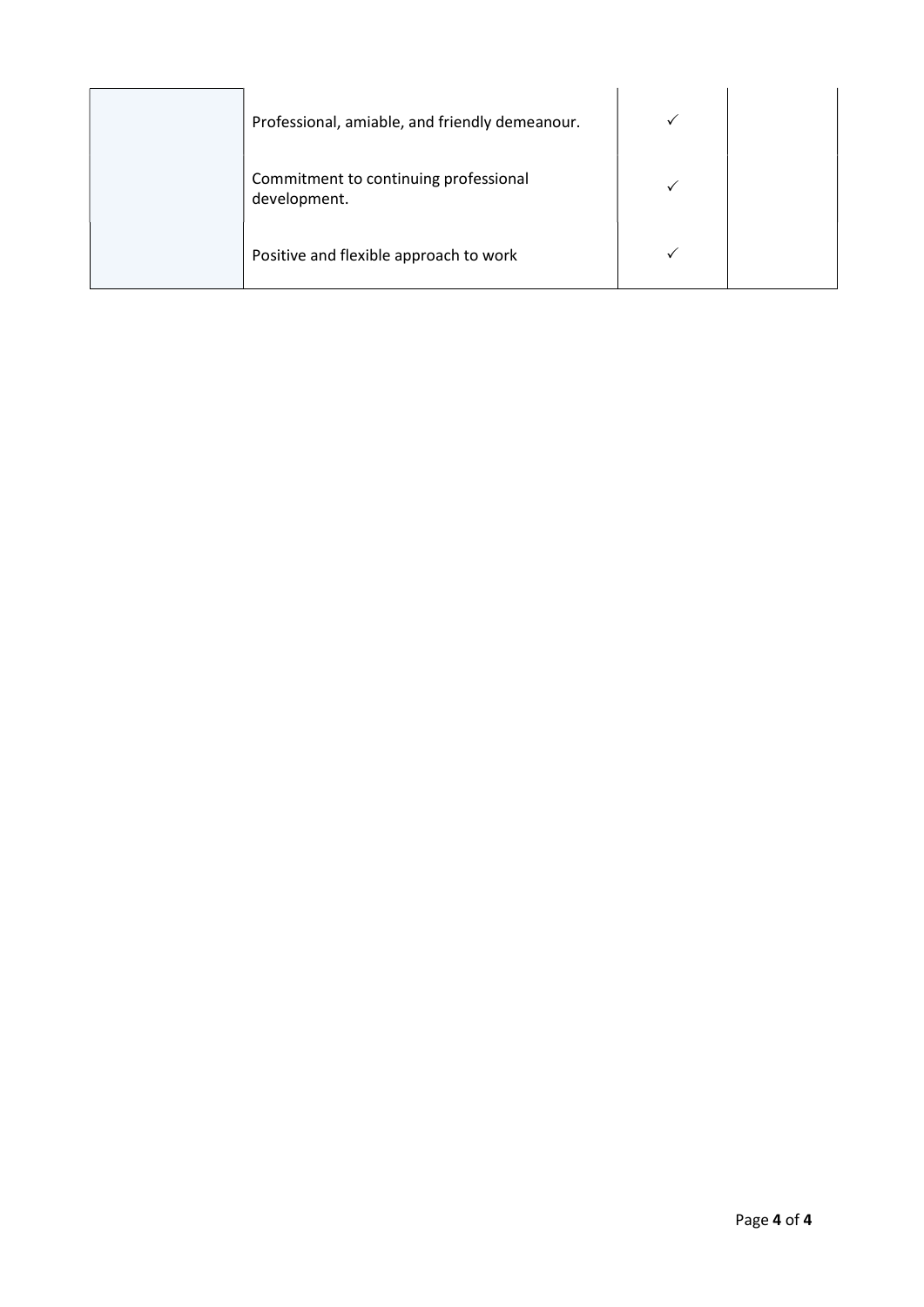| | | | |
|---|---|---|---|
| | Professional, amiable, and friendly demeanour. | ✓ | |
| | Commitment to continuing professional development. | ✓ | |
| | Positive and flexible approach to work | ✓ | |